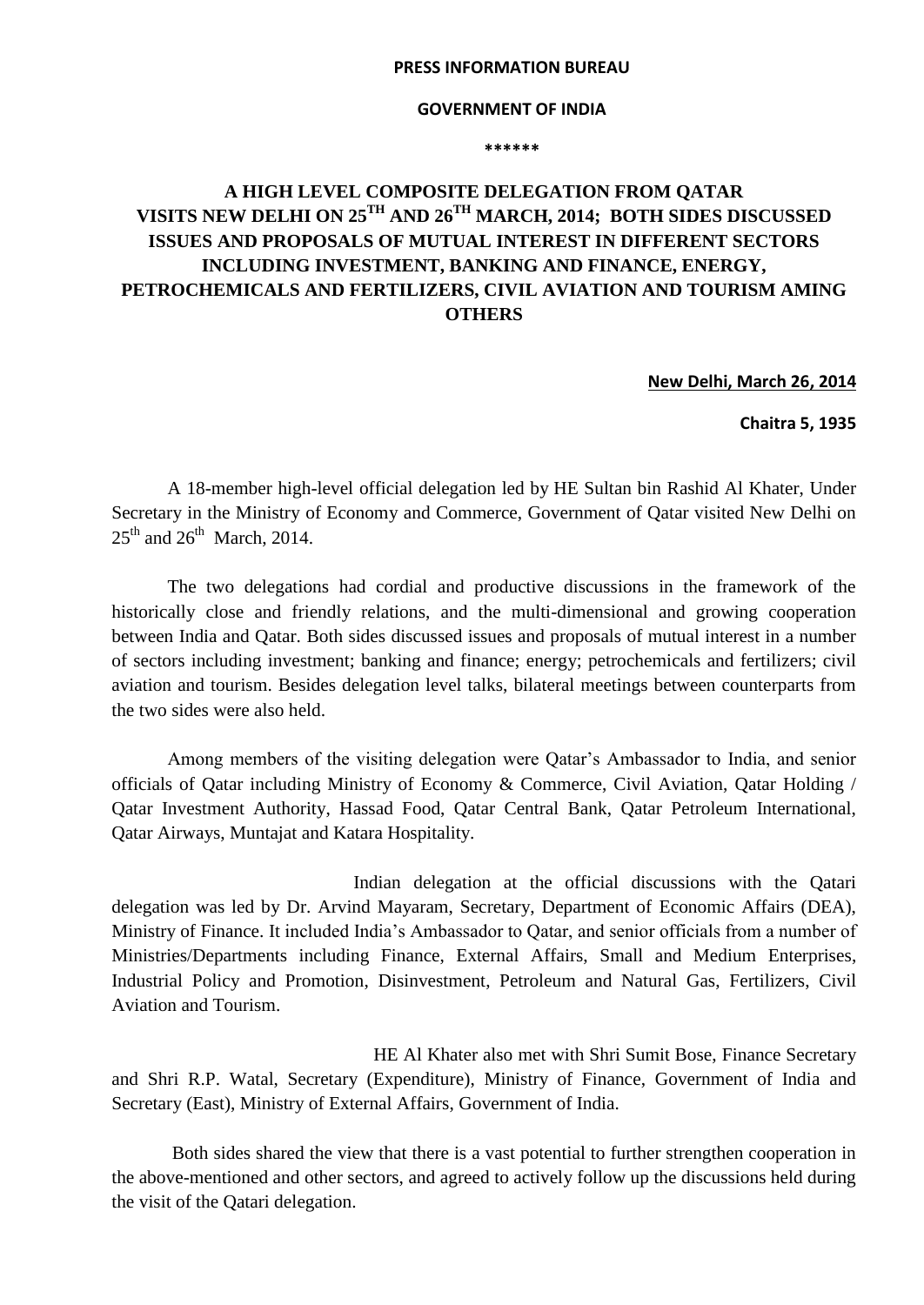**PRESS INFORMATION BUREAU**

**GOVERNMENT OF INDIA**

**\*\*\*\*\*\***

# A HIGH LEVEL COMPOSITE DELEGATION FROM QATAR VISITS NEW DELHI ON 25TH AND 26TH MARCH, 2014; BOTH SIDES DISCUSSED ISSUES AND PROPOSALS OF MUTUAL INTEREST IN DIFFERENT SECTORS INCLUDING INVESTMENT, BANKING AND FINANCE, ENERGY, PETROCHEMICALS AND FERTILIZERS, CIVIL AVIATION AND TOURISM AMING OTHERS

**New Delhi, March 26, 2014**

**Chaitra 5, 1935**

A 18-member high-level official delegation led by HE Sultan bin Rashid Al Khater, Under Secretary in the Ministry of Economy and Commerce, Government of Qatar visited New Delhi on 25th and 26th March, 2014.

The two delegations had cordial and productive discussions in the framework of the historically close and friendly relations, and the multi-dimensional and growing cooperation between India and Qatar. Both sides discussed issues and proposals of mutual interest in a number of sectors including investment; banking and finance; energy; petrochemicals and fertilizers; civil aviation and tourism. Besides delegation level talks, bilateral meetings between counterparts from the two sides were also held.

Among members of the visiting delegation were Qatar's Ambassador to India, and senior officials of Qatar including Ministry of Economy & Commerce, Civil Aviation, Qatar Holding / Qatar Investment Authority, Hassad Food, Qatar Central Bank, Qatar Petroleum International, Qatar Airways, Muntajat and Katara Hospitality.

Indian delegation at the official discussions with the Qatari delegation was led by Dr. Arvind Mayaram, Secretary, Department of Economic Affairs (DEA), Ministry of Finance. It included India's Ambassador to Qatar, and senior officials from a number of Ministries/Departments including Finance, External Affairs, Small and Medium Enterprises, Industrial Policy and Promotion, Disinvestment, Petroleum and Natural Gas, Fertilizers, Civil Aviation and Tourism.

HE Al Khater also met with Shri Sumit Bose, Finance Secretary and Shri R.P. Watal, Secretary (Expenditure), Ministry of Finance, Government of India and Secretary (East), Ministry of External Affairs, Government of India.

Both sides shared the view that there is a vast potential to further strengthen cooperation in the above-mentioned and other sectors, and agreed to actively follow up the discussions held during the visit of the Qatari delegation.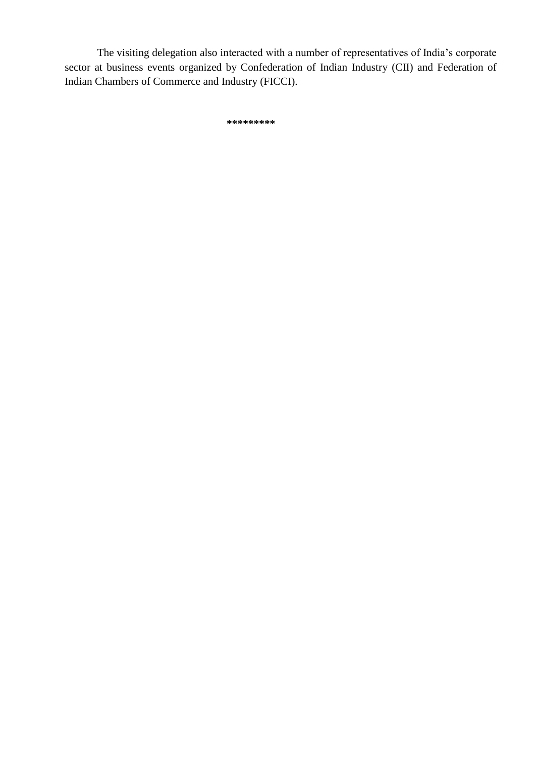The visiting delegation also interacted with a number of representatives of India's corporate sector at business events organized by Confederation of Indian Industry (CII) and Federation of Indian Chambers of Commerce and Industry (FICCI).

*********